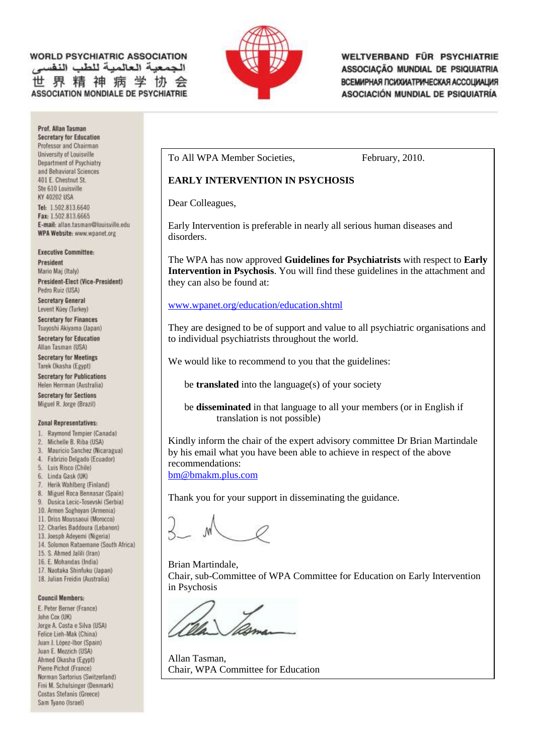WORLD PSYCHIATRIC ASSOCIATION
الجمعية العالمية للطب النفسي
世界精神病学协会
ASSOCIATION MONDIALE DE PSYCHIATRIE

WELTVERBAND FÜR PSYCHIATRIE
ASSOCIAÇÃO MUNDIAL DE PSIQUIATRIA
ВСЕМИРНАЯ ПСИХИАТРИЧЕСКАЯ АССОЦИАЦИЯ
ASOCIACIÓN MUNDIAL DE PSIQUIATRÍA

**Prof. Allan Tasman**
**Secretary for Education**
Professor and Chairman
University of Louisville
Department of Psychiatry
and Behavioral Sciences
401 E. Chestnut St.
Ste 610 Louisville
KY 40202 USA
**Tel:** 1.502.813.6640
**Fax:** 1.502.813.6665
**E-mail:** allan.tasman@louisville.edu
**WPA Website:** www.wpanet.org

**Executive Committee:**

**President**
Mario Maj (Italy)

**President-Elect (Vice-President)**
Pedro Ruiz (USA)

**Secretary General**
Levent Küey (Turkey)

**Secretary for Finances**
Tsuyoshi Akiyama (Japan)

**Secretary for Education**
Allan Tasman (USA)

**Secretary for Meetings**
Tarek Okasha (Egypt)

**Secretary for Publications**
Helen Herrman (Australia)

**Secretary for Sections**
Miguel R. Jorge (Brazil)

**Zonal Representatives:**

1. Raymond Tempier (Canada)
2. Michelle B. Riba (USA)
3. Mauricio Sanchez (Nicaragua)
4. Fabrizio Delgado (Ecuador)
5. Luis Risco (Chile)
6. Linda Gask (UK)
7. Herik Wahlberg (Finland)
8. Miguel Roca Bennasar (Spain)
9. Dusica Lecic-Tosevski (Serbia)
10. Armen Soghoyan (Armenia)
11. Driss Moussaoui (Morocco)
12. Charles Baddoura (Lebanon)
13. Joesph Adeyemi (Nigeria)
14. Solomon Rataemane (South Africa)
15. S. Ahmed Jalili (Iran)
16. E. Mohandas (India)
17. Naotaka Shinfuku (Japan)
18. Julian Freidin (Australia)

**Council Members:**

E. Peter Berner (France)
John Cox (UK)
Jorge A. Costa e Silva (USA)
Felice Lieh-Mak (China)
Juan J. López-Ibor (Spain)
Juan E. Mezzich (USA)
Ahmed Okasha (Egypt)
Pierre Pichot (France)
Norman Sartorius (Switzerland)
Fini M. Schulsinger (Denmark)
Costas Stefanis (Greece)
Sam Tyano (Israel)

To All WPA Member Societies, February, 2010.

**EARLY INTERVENTION IN PSYCHOSIS**

Dear Colleagues,

Early Intervention is preferable in nearly all serious human diseases and disorders.

The WPA has now approved **Guidelines for Psychiatrists** with respect to **Early Intervention in Psychosis**. You will find these guidelines in the attachment and they can also be found at:

www.wpanet.org/education/education.shtml

They are designed to be of support and value to all psychiatric organisations and to individual psychiatrists throughout the world.

We would like to recommend to you that the guidelines:

be **translated** into the language(s) of your society

be **disseminated** in that language to all your members (or in English if translation is not possible)

Kindly inform the chair of the expert advisory committee Dr Brian Martindale by his email what you have been able to achieve in respect of the above recommendations:
bm@bmakm.plus.com

Thank you for your support in disseminating the guidance.

Brian Martindale,
Chair, sub-Committee of WPA Committee for Education on Early Intervention in Psychosis

Allan Tasman,
Chair, WPA Committee for Education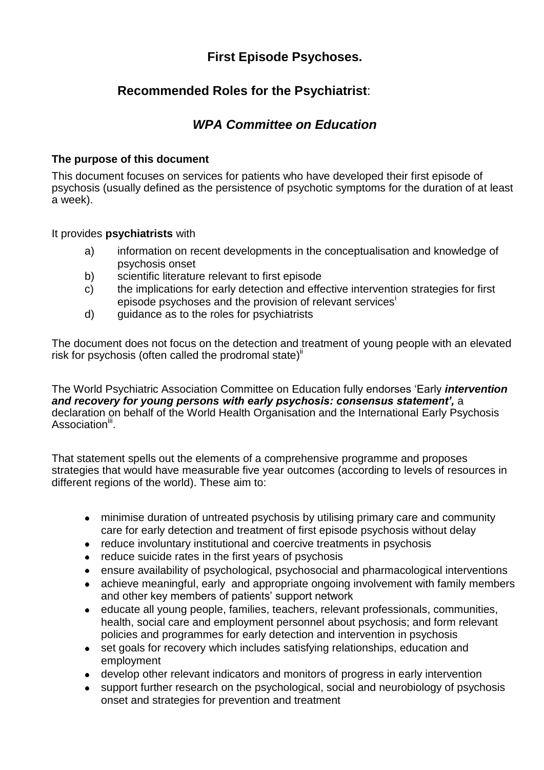# First Episode Psychoses.

## Recommended Roles for the Psychiatrist:

## *WPA Committee on Education*

**The purpose of this document**

This document focuses on services for patients who have developed their first episode of psychosis (usually defined as the persistence of psychotic symptoms for the duration of at least a week).

It provides **psychiatrists** with

a) information on recent developments in the conceptualisation and knowledge of psychosis onset
b) scientific literature relevant to first episode
c) the implications for early detection and effective intervention strategies for first episode psychoses and the provision of relevant services[i]
d) guidance as to the roles for psychiatrists

The document does not focus on the detection and treatment of young people with an elevated risk for psychosis (often called the prodromal state)[ii]

The World Psychiatric Association Committee on Education fully endorses 'Early ***intervention and recovery for young persons with early psychosis: consensus statement',*** a declaration on behalf of the World Health Organisation and the International Early Psychosis Association[iii].

That statement spells out the elements of a comprehensive programme and proposes strategies that would have measurable five year outcomes (according to levels of resources in different regions of the world). These aim to:

- minimise duration of untreated psychosis by utilising primary care and community care for early detection and treatment of first episode psychosis without delay
- reduce involuntary institutional and coercive treatments in psychosis
- reduce suicide rates in the first years of psychosis
- ensure availability of psychological, psychosocial and pharmacological interventions
- achieve meaningful, early and appropriate ongoing involvement with family members and other key members of patients' support network
- educate all young people, families, teachers, relevant professionals, communities, health, social care and employment personnel about psychosis; and form relevant policies and programmes for early detection and intervention in psychosis
- set goals for recovery which includes satisfying relationships, education and employment
- develop other relevant indicators and monitors of progress in early intervention
- support further research on the psychological, social and neurobiology of psychosis onset and strategies for prevention and treatment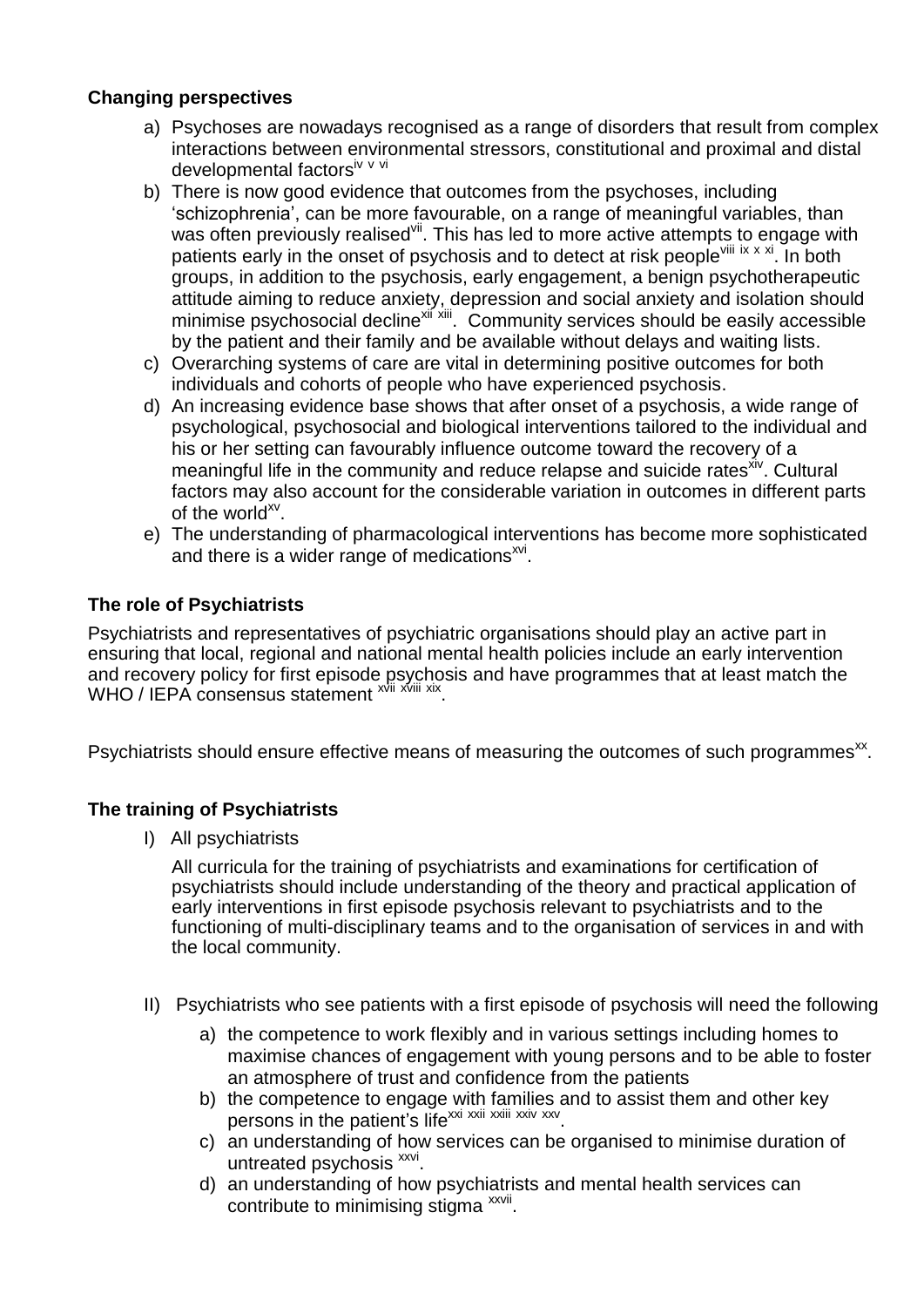**Changing perspectives**

a) Psychoses are nowadays recognised as a range of disorders that result from complex interactions between environmental stressors, constitutional and proximal and distal developmental factors[iv v vi]

b) There is now good evidence that outcomes from the psychoses, including 'schizophrenia', can be more favourable, on a range of meaningful variables, than was often previously realised[vii]. This has led to more active attempts to engage with patients early in the onset of psychosis and to detect at risk people[viii ix x xi]. In both groups, in addition to the psychosis, early engagement, a benign psychotherapeutic attitude aiming to reduce anxiety, depression and social anxiety and isolation should minimise psychosocial decline[xii xiii]. Community services should be easily accessible by the patient and their family and be available without delays and waiting lists.

c) Overarching systems of care are vital in determining positive outcomes for both individuals and cohorts of people who have experienced psychosis.

d) An increasing evidence base shows that after onset of a psychosis, a wide range of psychological, psychosocial and biological interventions tailored to the individual and his or her setting can favourably influence outcome toward the recovery of a meaningful life in the community and reduce relapse and suicide rates[xiv]. Cultural factors may also account for the considerable variation in outcomes in different parts of the world[xv].

e) The understanding of pharmacological interventions has become more sophisticated and there is a wider range of medications[xvi].

**The role of Psychiatrists**

Psychiatrists and representatives of psychiatric organisations should play an active part in ensuring that local, regional and national mental health policies include an early intervention and recovery policy for first episode psychosis and have programmes that at least match the WHO / IEPA consensus statement [xvii xviii xix].

Psychiatrists should ensure effective means of measuring the outcomes of such programmes[xx].

**The training of Psychiatrists**

I) All psychiatrists

All curricula for the training of psychiatrists and examinations for certification of psychiatrists should include understanding of the theory and practical application of early interventions in first episode psychosis relevant to psychiatrists and to the functioning of multi-disciplinary teams and to the organisation of services in and with the local community.

II) Psychiatrists who see patients with a first episode of psychosis will need the following

a) the competence to work flexibly and in various settings including homes to maximise chances of engagement with young persons and to be able to foster an atmosphere of trust and confidence from the patients

b) the competence to engage with families and to assist them and other key persons in the patient's life[xxi xxii xxiii xxiv xxv].

c) an understanding of how services can be organised to minimise duration of untreated psychosis [xxvi].

d) an understanding of how psychiatrists and mental health services can contribute to minimising stigma [xxvii].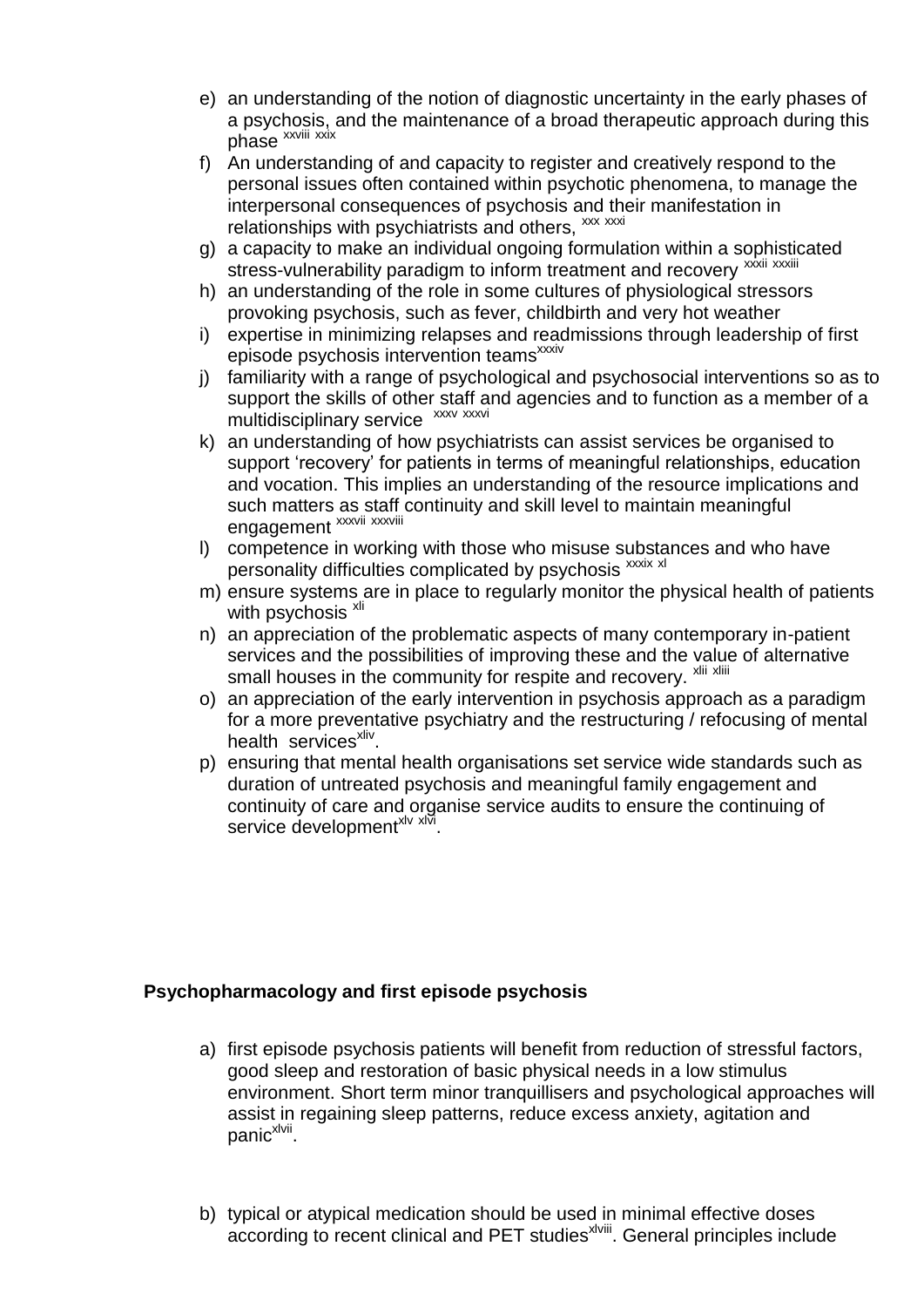e) an understanding of the notion of diagnostic uncertainty in the early phases of a psychosis, and the maintenance of a broad therapeutic approach during this phase [xxviii xxix]
f) An understanding of and capacity to register and creatively respond to the personal issues often contained within psychotic phenomena, to manage the interpersonal consequences of psychosis and their manifestation in relationships with psychiatrists and others, [xxx xxxi]
g) a capacity to make an individual ongoing formulation within a sophisticated stress-vulnerability paradigm to inform treatment and recovery [xxxii xxxiii]
h) an understanding of the role in some cultures of physiological stressors provoking psychosis, such as fever, childbirth and very hot weather
i) expertise in minimizing relapses and readmissions through leadership of first episode psychosis intervention teams[xxxiv]
j) familiarity with a range of psychological and psychosocial interventions so as to support the skills of other staff and agencies and to function as a member of a multidisciplinary service [xxxv xxxvi]
k) an understanding of how psychiatrists can assist services be organised to support 'recovery' for patients in terms of meaningful relationships, education and vocation. This implies an understanding of the resource implications and such matters as staff continuity and skill level to maintain meaningful engagement [xxxvii xxxviii]
l) competence in working with those who misuse substances and who have personality difficulties complicated by psychosis [xxxix xl]
m) ensure systems are in place to regularly monitor the physical health of patients with psychosis [xli]
n) an appreciation of the problematic aspects of many contemporary in-patient services and the possibilities of improving these and the value of alternative small houses in the community for respite and recovery. [xlii xliii]
o) an appreciation of the early intervention in psychosis approach as a paradigm for a more preventative psychiatry and the restructuring / refocusing of mental health services[xliv].
p) ensuring that mental health organisations set service wide standards such as duration of untreated psychosis and meaningful family engagement and continuity of care and organise service audits to ensure the continuing of service development[xlv xlvi].

**Psychopharmacology and first episode psychosis**

a) first episode psychosis patients will benefit from reduction of stressful factors, good sleep and restoration of basic physical needs in a low stimulus environment. Short term minor tranquillisers and psychological approaches will assist in regaining sleep patterns, reduce excess anxiety, agitation and panic[xlvii].

b) typical or atypical medication should be used in minimal effective doses according to recent clinical and PET studies[xlviii]. General principles include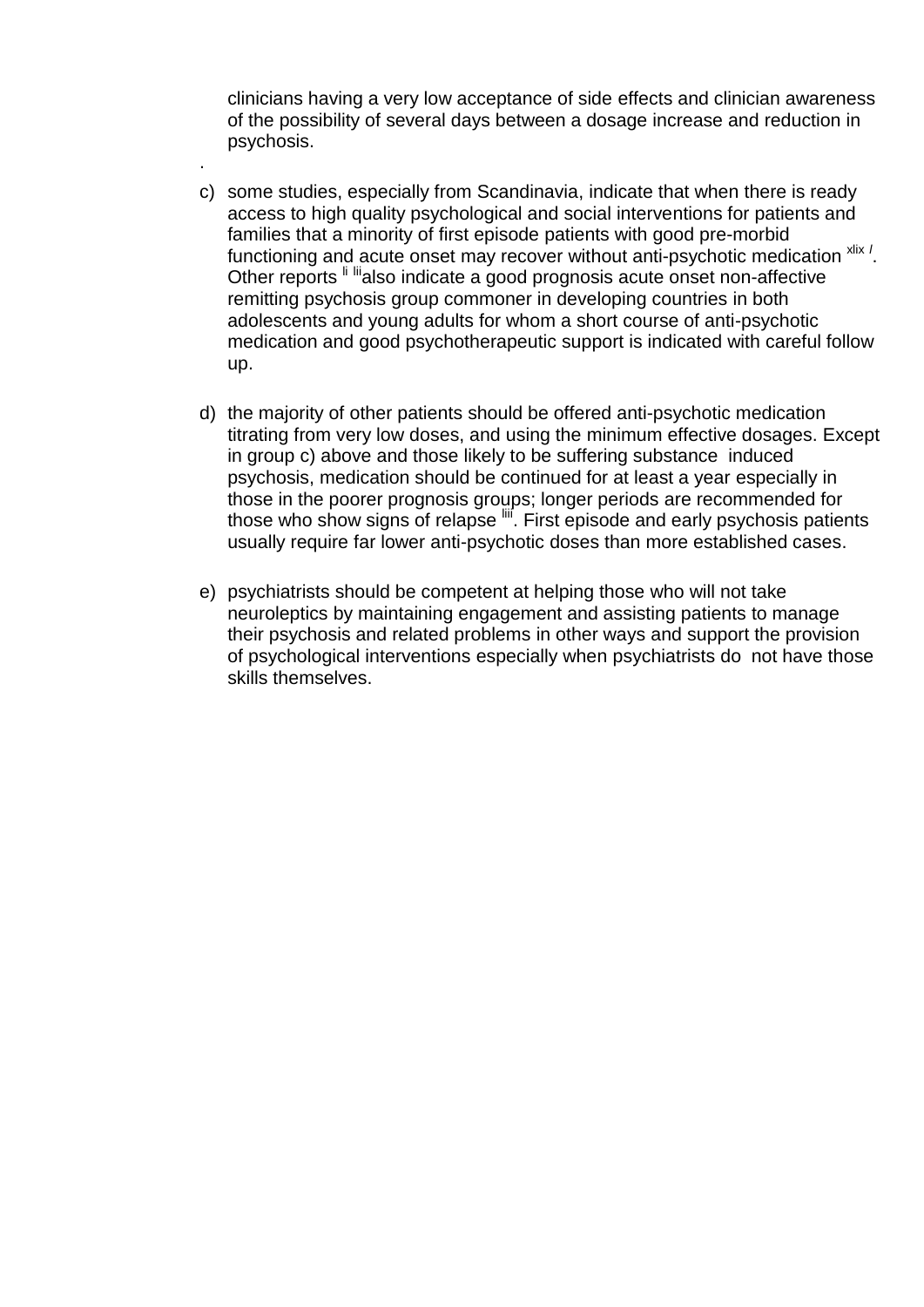clinicians having a very low acceptance of side effects and clinician awareness of the possibility of several days between a dosage increase and reduction in psychosis.

.

c) some studies, especially from Scandinavia, indicate that when there is ready access to high quality psychological and social interventions for patients and families that a minority of first episode patients with good pre-morbid functioning and acute onset may recover without anti-psychotic medication [xlix /]. Other reports [li lii] also indicate a good prognosis acute onset non-affective remitting psychosis group commoner in developing countries in both adolescents and young adults for whom a short course of anti-psychotic medication and good psychotherapeutic support is indicated with careful follow up.

d) the majority of other patients should be offered anti-psychotic medication titrating from very low doses, and using the minimum effective dosages. Except in group c) above and those likely to be suffering substance induced psychosis, medication should be continued for at least a year especially in those in the poorer prognosis groups; longer periods are recommended for those who show signs of relapse [liii]. First episode and early psychosis patients usually require far lower anti-psychotic doses than more established cases.

e) psychiatrists should be competent at helping those who will not take neuroleptics by maintaining engagement and assisting patients to manage their psychosis and related problems in other ways and support the provision of psychological interventions especially when psychiatrists do not have those skills themselves.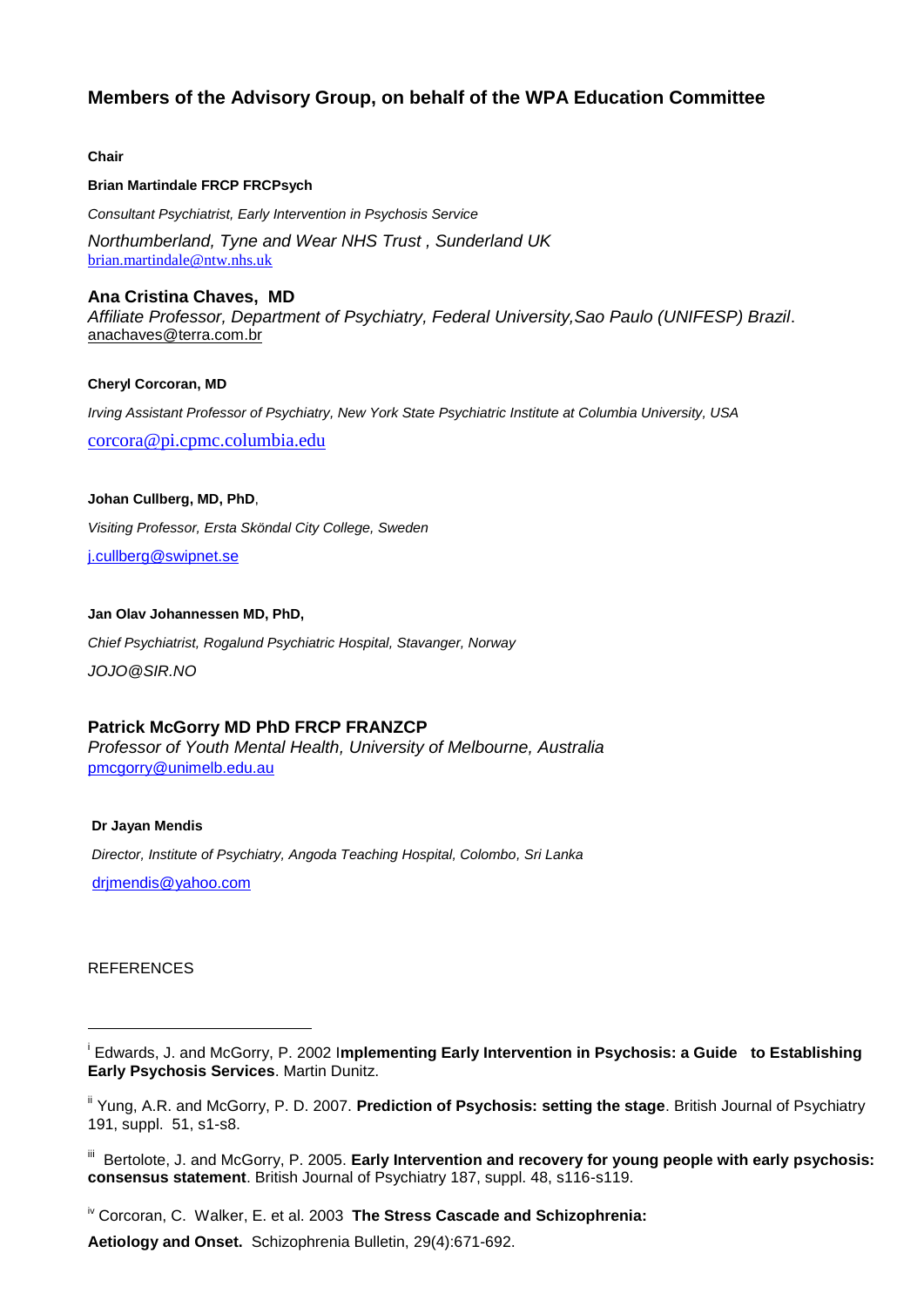## Members of the Advisory Group, on behalf of the WPA Education Committee

**Chair**

**Brian Martindale FRCP FRCPsych**

*Consultant Psychiatrist, Early Intervention in Psychosis Service*

*Northumberland, Tyne and Wear NHS Trust , Sunderland UK*
brian.martindale@ntw.nhs.uk

**Ana Cristina Chaves, MD**
*Affiliate Professor, Department of Psychiatry, Federal University,Sao Paulo (UNIFESP) Brazil*.
anachaves@terra.com.br

**Cheryl Corcoran, MD**

*Irving Assistant Professor of Psychiatry, New York State Psychiatric Institute at Columbia University, USA*

corcora@pi.cpmc.columbia.edu

**Johan Cullberg, MD, PhD**,

*Visiting Professor, Ersta Sköndal City College, Sweden*

j.cullberg@swipnet.se

**Jan Olav Johannessen MD, PhD,**

*Chief Psychiatrist, Rogalund Psychiatric Hospital, Stavanger, Norway*

*JOJO@SIR.NO*

**Patrick McGorry MD PhD FRCP FRANZCP**
*Professor of Youth Mental Health, University of Melbourne, Australia*
pmcgorry@unimelb.edu.au

**Dr Jayan Mendis**

*Director, Institute of Psychiatry, Angoda Teaching Hospital, Colombo, Sri Lanka*

drjmendis@yahoo.com

REFERENCES

---

[i] Edwards, J. and McGorry, P. 2002 **Implementing Early Intervention in Psychosis: a Guide to Establishing Early Psychosis Services**. Martin Dunitz.

[ii] Yung, A.R. and McGorry, P. D. 2007. **Prediction of Psychosis: setting the stage**. British Journal of Psychiatry 191, suppl. 51, s1-s8.

[iii] Bertolote, J. and McGorry, P. 2005. **Early Intervention and recovery for young people with early psychosis: consensus statement**. British Journal of Psychiatry 187, suppl. 48, s116-s119.

[iv] Corcoran, C. Walker, E. et al. 2003 **The Stress Cascade and Schizophrenia: Aetiology and Onset.** Schizophrenia Bulletin, 29(4):671-692.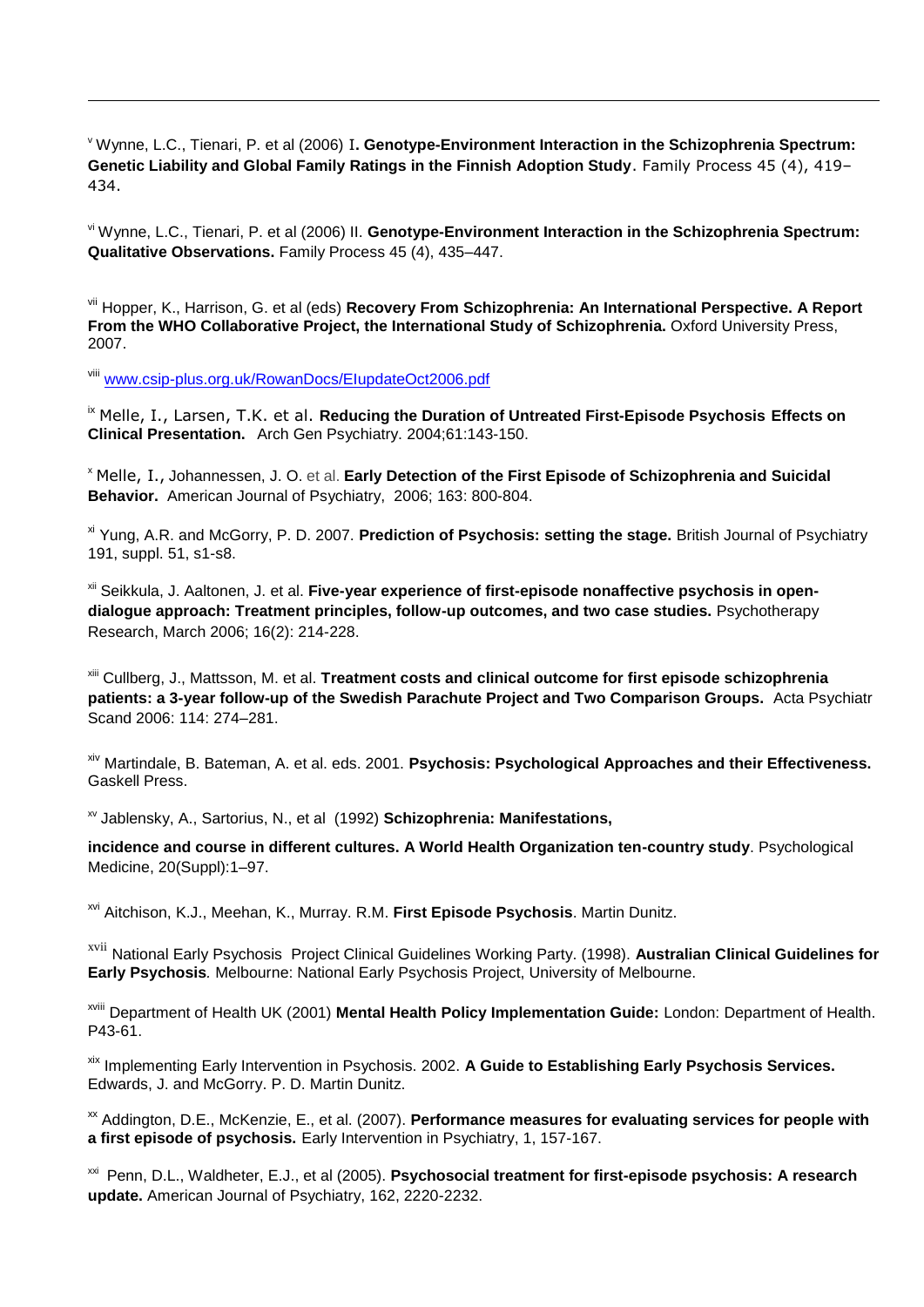[v] Wynne, L.C., Tienari, P. et al (2006) I**. Genotype-Environment Interaction in the Schizophrenia Spectrum: Genetic Liability and Global Family Ratings in the Finnish Adoption Study**. Family Process 45 (4), 419–434.

[vi] Wynne, L.C., Tienari, P. et al (2006) II. **Genotype-Environment Interaction in the Schizophrenia Spectrum: Qualitative Observations.** Family Process 45 (4), 435–447.

[vii] Hopper, K., Harrison, G. et al (eds) **Recovery From Schizophrenia: An International Perspective. A Report From the WHO Collaborative Project, the International Study of Schizophrenia.** Oxford University Press, 2007.

[viii] www.csip-plus.org.uk/RowanDocs/EIupdateOct2006.pdf

[ix] Melle, I., Larsen, T.K. et al. **Reducing the Duration of Untreated First-Episode Psychosis Effects on Clinical Presentation.** Arch Gen Psychiatry. 2004;61:143-150.

[x] Melle, I., Johannessen, J. O. et al. **Early Detection of the First Episode of Schizophrenia and Suicidal Behavior.** American Journal of Psychiatry, 2006; 163: 800-804.

[xi] Yung, A.R. and McGorry, P. D. 2007. **Prediction of Psychosis: setting the stage.** British Journal of Psychiatry 191, suppl. 51, s1-s8.

[xii] Seikkula, J. Aaltonen, J. et al. **Five-year experience of first-episode nonaffective psychosis in open-dialogue approach: Treatment principles, follow-up outcomes, and two case studies.** Psychotherapy Research, March 2006; 16(2): 214-228.

[xiii] Cullberg, J., Mattsson, M. et al. **Treatment costs and clinical outcome for first episode schizophrenia patients: a 3-year follow-up of the Swedish Parachute Project and Two Comparison Groups.** Acta Psychiatr Scand 2006: 114: 274–281.

[xiv] Martindale, B. Bateman, A. et al. eds. 2001. **Psychosis: Psychological Approaches and their Effectiveness.** Gaskell Press.

[xv] Jablensky, A., Sartorius, N., et al (1992) **Schizophrenia: Manifestations, incidence and course in different cultures. A World Health Organization ten-country study**. Psychological Medicine, 20(Suppl):1–97.

[xvi] Aitchison, K.J., Meehan, K., Murray. R.M. **First Episode Psychosis**. Martin Dunitz.

[xvii] National Early Psychosis Project Clinical Guidelines Working Party. (1998). **Australian Clinical Guidelines for Early Psychosis***.* Melbourne: National Early Psychosis Project, University of Melbourne.

[xviii] Department of Health UK (2001) **Mental Health Policy Implementation Guide:** London: Department of Health. P43-61.

[xix] Implementing Early Intervention in Psychosis. 2002. **A Guide to Establishing Early Psychosis Services.** Edwards, J. and McGorry. P. D. Martin Dunitz.

[xx] Addington, D.E., McKenzie, E., et al. (2007). **Performance measures for evaluating services for people with a first episode of psychosis.** Early Intervention in Psychiatry, 1, 157-167.

[xxi] Penn, D.L., Waldheter, E.J., et al (2005). **Psychosocial treatment for first-episode psychosis: A research update.** American Journal of Psychiatry, 162, 2220-2232.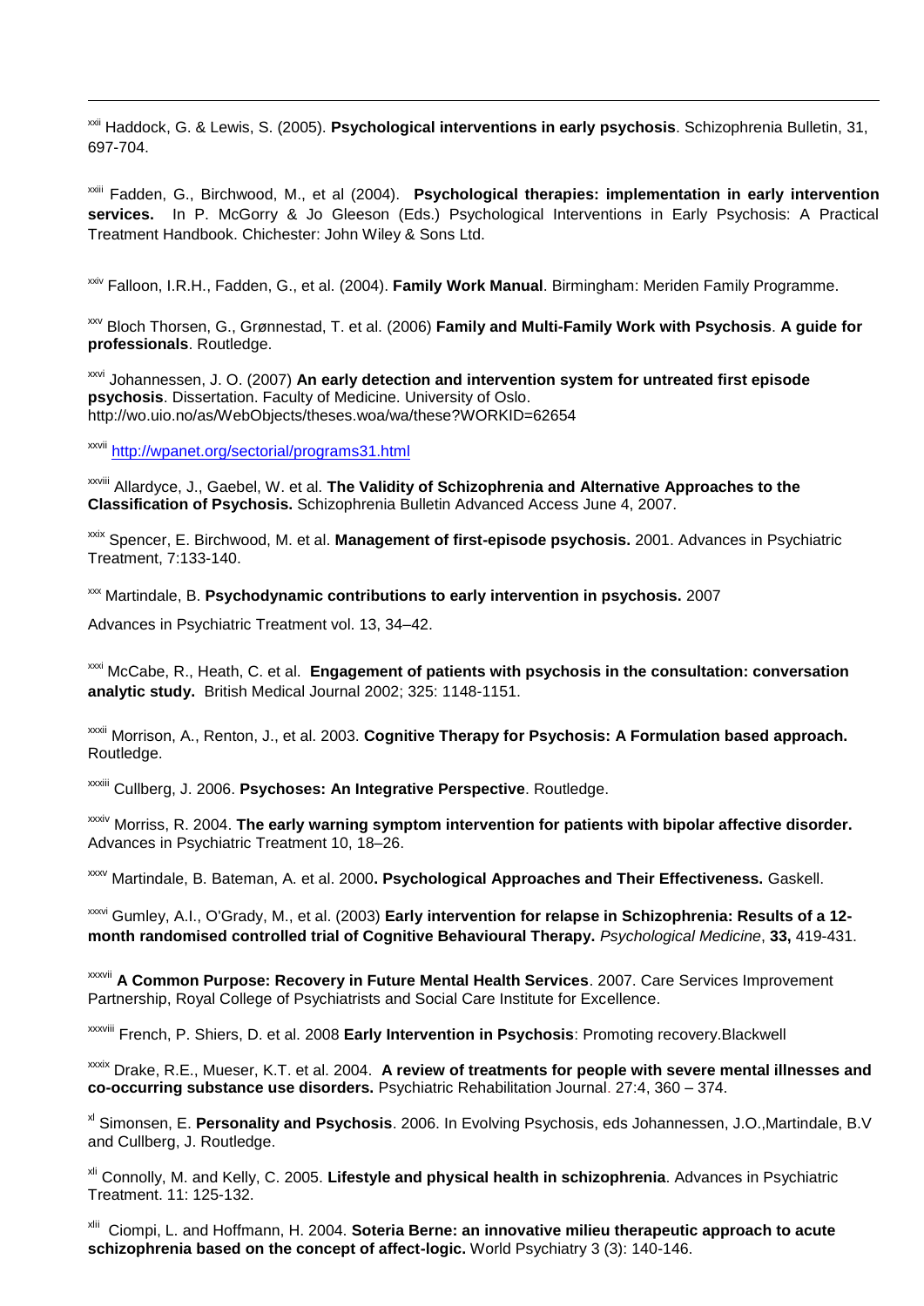[xxii] Haddock, G. & Lewis, S. (2005). **Psychological interventions in early psychosis**. Schizophrenia Bulletin, 31, 697-704.

[xxiii] Fadden, G., Birchwood, M., et al (2004). **Psychological therapies: implementation in early intervention services.** In P. McGorry & Jo Gleeson (Eds.) Psychological Interventions in Early Psychosis: A Practical Treatment Handbook. Chichester: John Wiley & Sons Ltd.

[xxiv] Falloon, I.R.H., Fadden, G., et al. (2004). **Family Work Manual**. Birmingham: Meriden Family Programme.

[xxv] Bloch Thorsen, G., Grønnestad, T. et al. (2006) **Family and Multi-Family Work with Psychosis**. **A guide for professionals**. Routledge.

[xxvi] Johannessen, J. O. (2007) **An early detection and intervention system for untreated first episode psychosis**. Dissertation. Faculty of Medicine. University of Oslo. http://wo.uio.no/as/WebObjects/theses.woa/wa/these?WORKID=62654

[xxvii] http://wpanet.org/sectorial/programs31.html

[xxviii] Allardyce, J., Gaebel, W. et al. **The Validity of Schizophrenia and Alternative Approaches to the Classification of Psychosis.** Schizophrenia Bulletin Advanced Access June 4, 2007.

[xxix] Spencer, E. Birchwood, M. et al. **Management of first-episode psychosis.** 2001. Advances in Psychiatric Treatment, 7:133-140.

[xxx] Martindale, B. **Psychodynamic contributions to early intervention in psychosis.** 2007

Advances in Psychiatric Treatment vol. 13, 34–42.

[xxxi] McCabe, R., Heath, C. et al. **Engagement of patients with psychosis in the consultation: conversation analytic study.** British Medical Journal 2002; 325: 1148-1151.

[xxxii] Morrison, A., Renton, J., et al. 2003. **Cognitive Therapy for Psychosis: A Formulation based approach.** Routledge.

[xxxiii] Cullberg, J. 2006. **Psychoses: An Integrative Perspective**. Routledge.

[xxxiv] Morriss, R. 2004. **The early warning symptom intervention for patients with bipolar affective disorder.** Advances in Psychiatric Treatment 10, 18–26.

[xxxv] Martindale, B. Bateman, A. et al. 2000**. Psychological Approaches and Their Effectiveness.** Gaskell.

[xxxvi] Gumley, A.I., O'Grady, M., et al. (2003) **Early intervention for relapse in Schizophrenia: Results of a 12-month randomised controlled trial of Cognitive Behavioural Therapy.** *Psychological Medicine*, **33,** 419-431.

[xxxvii] **A Common Purpose: Recovery in Future Mental Health Services**. 2007. Care Services Improvement Partnership, Royal College of Psychiatrists and Social Care Institute for Excellence.

[xxxviii] French, P. Shiers, D. et al. 2008 **Early Intervention in Psychosis**: Promoting recovery.Blackwell

[xxxix] Drake, R.E., Mueser, K.T. et al. 2004. **A review of treatments for people with severe mental illnesses and co-occurring substance use disorders.** Psychiatric Rehabilitation Journal. 27:4, 360 – 374.

[xl] Simonsen, E. **Personality and Psychosis**. 2006. In Evolving Psychosis, eds Johannessen, J.O.,Martindale, B.V and Cullberg, J. Routledge.

[xli] Connolly, M. and Kelly, C. 2005. **Lifestyle and physical health in schizophrenia**. Advances in Psychiatric Treatment. 11: 125-132.

[xlii] Ciompi, L. and Hoffmann, H. 2004. **Soteria Berne: an innovative milieu therapeutic approach to acute schizophrenia based on the concept of affect-logic.** World Psychiatry 3 (3): 140-146.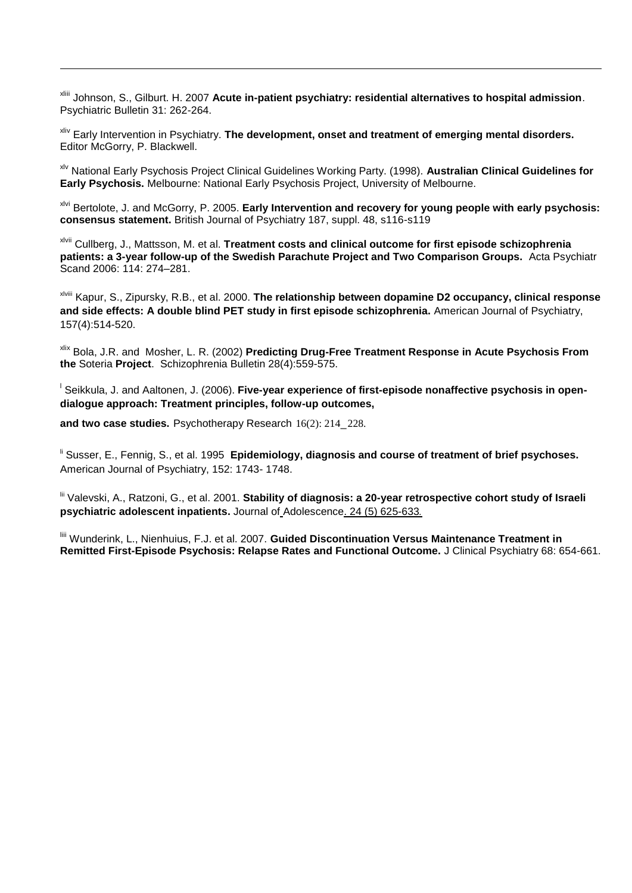[xliii] Johnson, S., Gilburt. H. 2007 **Acute in-patient psychiatry: residential alternatives to hospital admission**. Psychiatric Bulletin 31: 262-264.

[xliv] Early Intervention in Psychiatry. **The development, onset and treatment of emerging mental disorders.** Editor McGorry, P. Blackwell.

[xlv] National Early Psychosis Project Clinical Guidelines Working Party. (1998). **Australian Clinical Guidelines for Early Psychosis.** Melbourne: National Early Psychosis Project, University of Melbourne.

[xlvi] Bertolote, J. and McGorry, P. 2005. **Early Intervention and recovery for young people with early psychosis: consensus statement.** British Journal of Psychiatry 187, suppl. 48, s116-s119

[xlvii] Cullberg, J., Mattsson, M. et al. **Treatment costs and clinical outcome for first episode schizophrenia patients: a 3-year follow-up of the Swedish Parachute Project and Two Comparison Groups.** Acta Psychiatr Scand 2006: 114: 274–281.

[xlviii] Kapur, S., Zipursky, R.B., et al. 2000. **The relationship between dopamine D2 occupancy, clinical response and side effects: A double blind PET study in first episode schizophrenia.** American Journal of Psychiatry, 157(4):514-520.

[xlix] Bola, J.R. and Mosher, L. R. (2002) **Predicting Drug-Free Treatment Response in Acute Psychosis From the** Soteria **Project**. Schizophrenia Bulletin 28(4):559-575.

[l] Seikkula, J. and Aaltonen, J. (2006). **Five-year experience of first-episode nonaffective psychosis in open-dialogue approach: Treatment principles, follow-up outcomes,**

**and two case studies.** Psychotherapy Research 16(2): 214_228.

[li] Susser, E., Fennig, S., et al. 1995 **Epidemiology, diagnosis and course of treatment of brief psychoses.** American Journal of Psychiatry, 152: 1743- 1748.

[lii] Valevski, A., Ratzoni, G., et al. 2001. **Stability of diagnosis: a 20-year retrospective cohort study of Israeli psychiatric adolescent inpatients.** Journal of Adolescence. 24 (5) 625-633.

[liii] Wunderink, L., Nienhuius, F.J. et al. 2007. **Guided Discontinuation Versus Maintenance Treatment in Remitted First-Episode Psychosis: Relapse Rates and Functional Outcome.** J Clinical Psychiatry 68: 654-661.